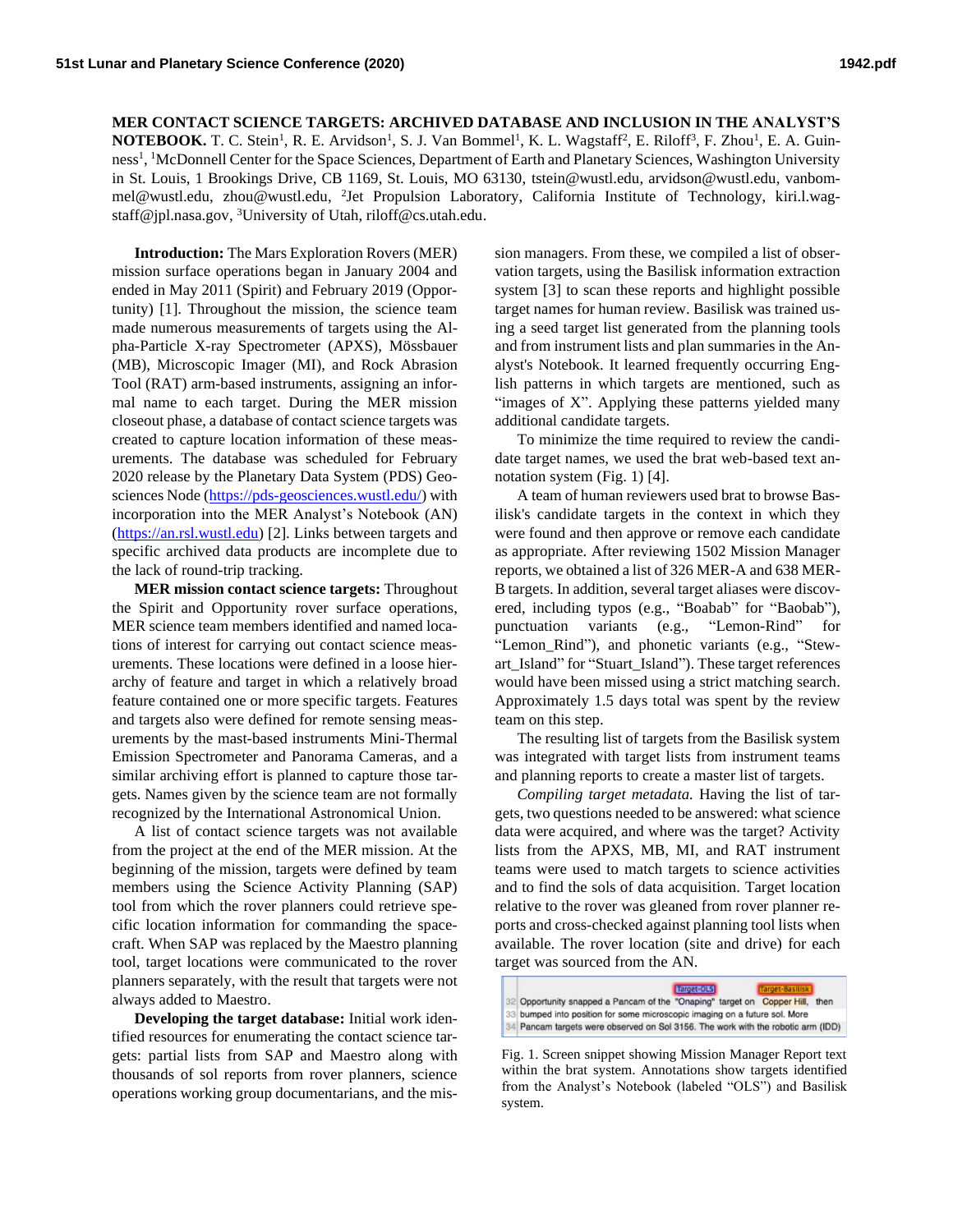**MER CONTACT SCIENCE TARGETS: ARCHIVED DATABASE AND INCLUSION IN THE ANALYST'S NOTEBOOK.** T. C. Stein[1], R. E. Arvidson[1], S. J. Van Bommel[1], K. L. Wagstaff[2], E. Riloff[3], F. Zhou[1], E. A. Guinness[1], [1]McDonnell Center for the Space Sciences, Department of Earth and Planetary Sciences, Washington University in St. Louis, 1 Brookings Drive, CB 1169, St. Louis, MO 63130, tstein@wustl.edu, arvidson@wustl.edu, vanbommel@wustl.edu, zhou@wustl.edu, [2]Jet Propulsion Laboratory, California Institute of Technology, kiri.l.wagstaff@jpl.nasa.gov, [3]University of Utah, riloff@cs.utah.edu.

**Introduction:** The Mars Exploration Rovers (MER) mission surface operations began in January 2004 and ended in May 2011 (Spirit) and February 2019 (Opportunity) [1]. Throughout the mission, the science team made numerous measurements of targets using the Alpha-Particle X-ray Spectrometer (APXS), Mössbauer (MB), Microscopic Imager (MI), and Rock Abrasion Tool (RAT) arm-based instruments, assigning an informal name to each target. During the MER mission closeout phase, a database of contact science targets was created to capture location information of these measurements. The database was scheduled for February 2020 release by the Planetary Data System (PDS) Geosciences Node (https://pds-geosciences.wustl.edu/) with incorporation into the MER Analyst's Notebook (AN) (https://an.rsl.wustl.edu) [2]. Links between targets and specific archived data products are incomplete due to the lack of round-trip tracking.

**MER mission contact science targets:** Throughout the Spirit and Opportunity rover surface operations, MER science team members identified and named locations of interest for carrying out contact science measurements. These locations were defined in a loose hierarchy of feature and target in which a relatively broad feature contained one or more specific targets. Features and targets also were defined for remote sensing measurements by the mast-based instruments Mini-Thermal Emission Spectrometer and Panorama Cameras, and a similar archiving effort is planned to capture those targets. Names given by the science team are not formally recognized by the International Astronomical Union.

A list of contact science targets was not available from the project at the end of the MER mission. At the beginning of the mission, targets were defined by team members using the Science Activity Planning (SAP) tool from which the rover planners could retrieve specific location information for commanding the spacecraft. When SAP was replaced by the Maestro planning tool, target locations were communicated to the rover planners separately, with the result that targets were not always added to Maestro.

**Developing the target database:** Initial work identified resources for enumerating the contact science targets: partial lists from SAP and Maestro along with thousands of sol reports from rover planners, science operations working group documentarians, and the mission managers. From these, we compiled a list of observation targets, using the Basilisk information extraction system [3] to scan these reports and highlight possible target names for human review. Basilisk was trained using a seed target list generated from the planning tools and from instrument lists and plan summaries in the Analyst's Notebook. It learned frequently occurring English patterns in which targets are mentioned, such as "images of X". Applying these patterns yielded many additional candidate targets.

To minimize the time required to review the candidate target names, we used the brat web-based text annotation system (Fig. 1) [4].

A team of human reviewers used brat to browse Basilisk's candidate targets in the context in which they were found and then approve or remove each candidate as appropriate. After reviewing 1502 Mission Manager reports, we obtained a list of 326 MER-A and 638 MER-B targets. In addition, several target aliases were discovered, including typos (e.g., "Boabab" for "Baobab"), punctuation variants (e.g., "Lemon-Rind" for "Lemon_Rind"), and phonetic variants (e.g., "Stewart_Island" for "Stuart_Island"). These target references would have been missed using a strict matching search. Approximately 1.5 days total was spent by the review team on this step.

The resulting list of targets from the Basilisk system was integrated with target lists from instrument teams and planning reports to create a master list of targets.

*Compiling target metadata.* Having the list of targets, two questions needed to be answered: what science data were acquired, and where was the target? Activity lists from the APXS, MB, MI, and RAT instrument teams were used to match targets to science activities and to find the sols of data acquisition. Target location relative to the rover was gleaned from rover planner reports and cross-checked against planning tool lists when available. The rover location (site and drive) for each target was sourced from the AN.

Fig. 1. Screen snippet showing Mission Manager Report text within the brat system. Annotations show targets identified from the Analyst's Notebook (labeled "OLS") and Basilisk system.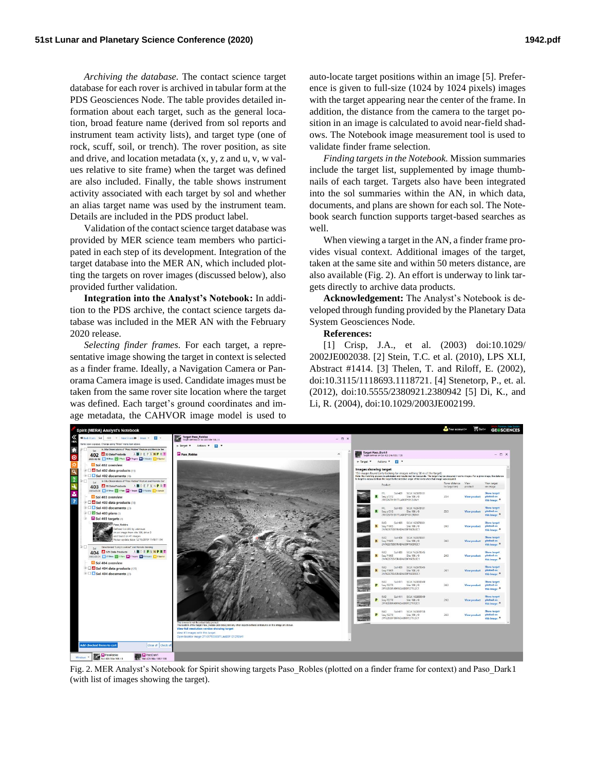*Archiving the database.* The contact science target database for each rover is archived in tabular form at the PDS Geosciences Node. The table provides detailed information about each target, such as the general location, broad feature name (derived from sol reports and instrument team activity lists), and target type (one of rock, scuff, soil, or trench). The rover position, as site and drive, and location metadata (x, y, z and u, v, w values relative to site frame) when the target was defined are also included. Finally, the table shows instrument activity associated with each target by sol and whether an alias target name was used by the instrument team. Details are included in the PDS product label.

Validation of the contact science target database was provided by MER science team members who participated in each step of its development. Integration of the target database into the MER AN, which included plotting the targets on rover images (discussed below), also provided further validation.

**Integration into the Analyst's Notebook:** In addition to the PDS archive, the contact science targets database was included in the MER AN with the February 2020 release.

*Selecting finder frames.* For each target, a representative image showing the target in context is selected as a finder frame. Ideally, a Navigation Camera or Panorama Camera image is used. Candidate images must be taken from the same rover site location where the target was defined. Each target's ground coordinates and image metadata, the CAHVOR image model is used to auto-locate target positions within an image [5]. Preference is given to full-size (1024 by 1024 pixels) images with the target appearing near the center of the frame. In addition, the distance from the camera to the target position in an image is calculated to avoid near-field shadows. The Notebook image measurement tool is used to validate finder frame selection.

*Finding targets in the Notebook.* Mission summaries include the target list, supplemented by image thumbnails of each target. Targets also have been integrated into the sol summaries within the AN, in which data, documents, and plans are shown for each sol. The Notebook search function supports target-based searches as well.

When viewing a target in the AN, a finder frame provides visual context. Additional images of the target, taken at the same site and within 50 meters distance, are also available (Fig. 2). An effort is underway to link targets directly to archive data products.

**Acknowledgement:** The Analyst's Notebook is developed through funding provided by the Planetary Data System Geosciences Node.

**References:**

[1] Crisp, J.A., et al. (2003) doi:10.1029/2002JE002038. [2] Stein, T.C. et al. (2010), LPS XLI, Abstract #1414. [3] Thelen, T. and Riloff, E. (2002), doi:10.3115/1118693.1118721. [4] Stenetorp, P., et. al. (2012), doi:10.5555/2380921.2380942 [5] Di, K., and Li, R. (2004), doi:10.1029/2003JE002199.

Fig. 2. MER Analyst's Notebook for Spirit showing targets Paso_Robles (plotted on a finder frame for context) and Paso_Dark1 (with list of images showing the target).